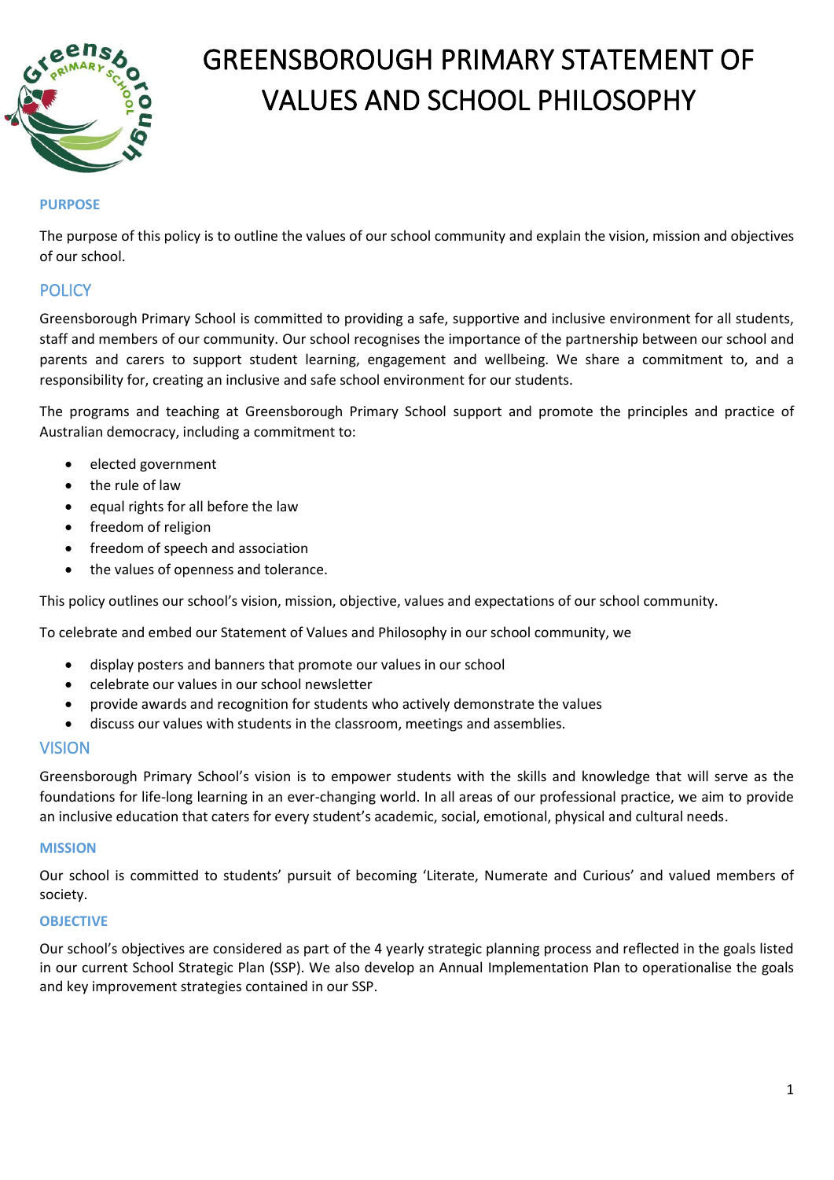# GREENSBOROUGH PRIMARY STATEMENT OF VALUES AND SCHOOL PHILOSOPHY

### PURPOSE

The purpose of this policy is to outline the values of our school community and explain the vision, mission and objectives of our school.

## POLICY

Greensborough Primary School is committed to providing a safe, supportive and inclusive environment for all students, staff and members of our community. Our school recognises the importance of the partnership between our school and parents and carers to support student learning, engagement and wellbeing. We share a commitment to, and a responsibility for, creating an inclusive and safe school environment for our students.

The programs and teaching at Greensborough Primary School support and promote the principles and practice of Australian democracy, including a commitment to:

- elected government
- the rule of law
- equal rights for all before the law
- freedom of religion
- freedom of speech and association
- the values of openness and tolerance.

This policy outlines our school's vision, mission, objective, values and expectations of our school community.

To celebrate and embed our Statement of Values and Philosophy in our school community, we

- display posters and banners that promote our values in our school
- celebrate our values in our school newsletter
- provide awards and recognition for students who actively demonstrate the values
- discuss our values with students in the classroom, meetings and assemblies.

## VISION

Greensborough Primary School's vision is to empower students with the skills and knowledge that will serve as the foundations for life-long learning in an ever-changing world. In all areas of our professional practice, we aim to provide an inclusive education that caters for every student's academic, social, emotional, physical and cultural needs.

### MISSION

Our school is committed to students' pursuit of becoming 'Literate, Numerate and Curious' and valued members of society.

### OBJECTIVE

Our school's objectives are considered as part of the 4 yearly strategic planning process and reflected in the goals listed in our current School Strategic Plan (SSP). We also develop an Annual Implementation Plan to operationalise the goals and key improvement strategies contained in our SSP.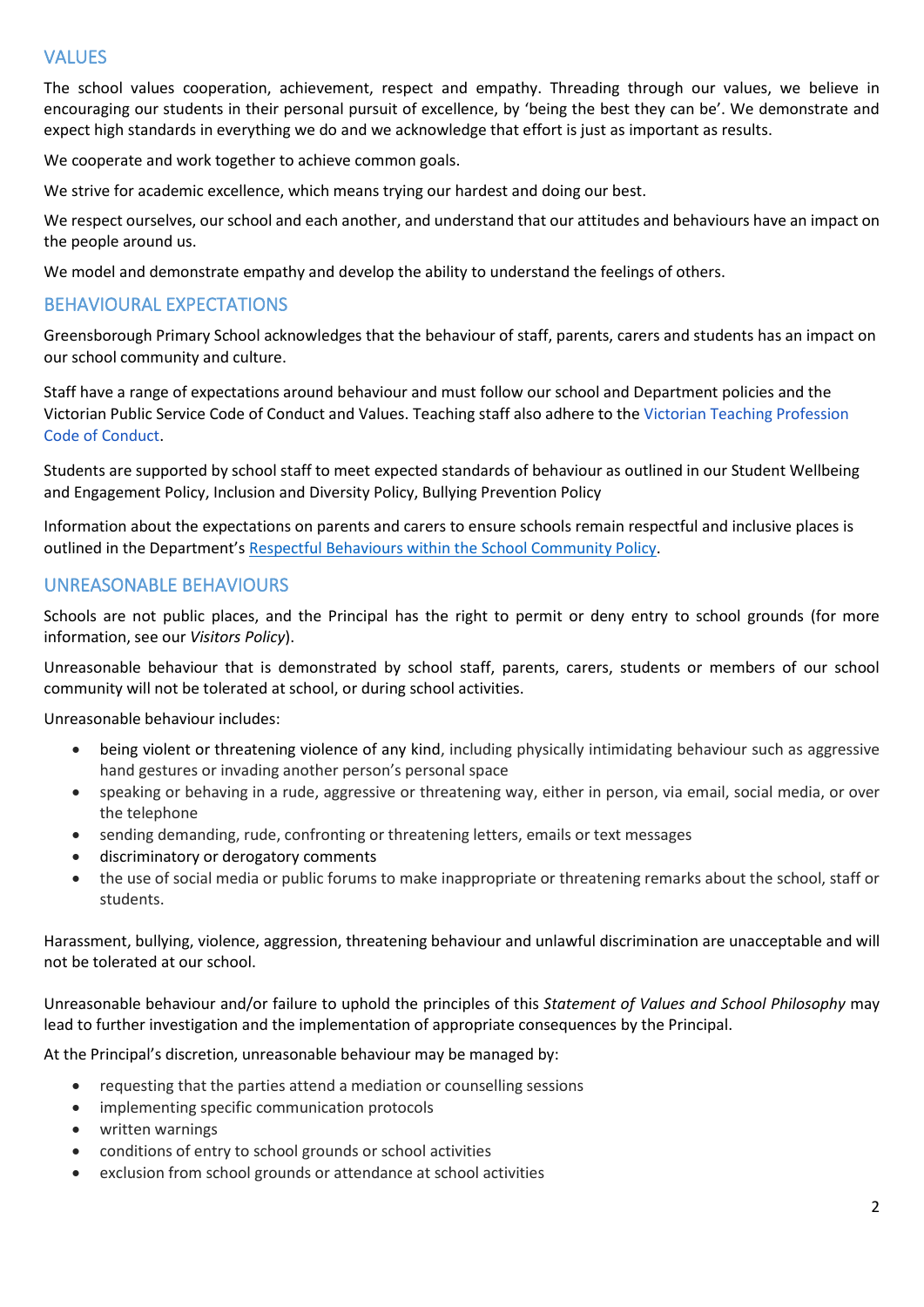## VALUES

The school values cooperation, achievement, respect and empathy. Threading through our values, we believe in encouraging our students in their personal pursuit of excellence, by 'being the best they can be'. We demonstrate and expect high standards in everything we do and we acknowledge that effort is just as important as results.

We cooperate and work together to achieve common goals.

We strive for academic excellence, which means trying our hardest and doing our best.

We respect ourselves, our school and each another, and understand that our attitudes and behaviours have an impact on the people around us.

We model and demonstrate empathy and develop the ability to understand the feelings of others.

## BEHAVIOURAL EXPECTATIONS

Greensborough Primary School acknowledges that the behaviour of staff, parents, carers and students has an impact on our school community and culture.

Staff have a range of expectations around behaviour and must follow our school and Department policies and the Victorian Public Service Code of Conduct and Values. Teaching staff also adhere to the Victorian Teaching Profession Code of Conduct.

Students are supported by school staff to meet expected standards of behaviour as outlined in our Student Wellbeing and Engagement Policy, Inclusion and Diversity Policy, Bullying Prevention Policy

Information about the expectations on parents and carers to ensure schools remain respectful and inclusive places is outlined in the Department's Respectful Behaviours within the School Community Policy.

## UNREASONABLE BEHAVIOURS

Schools are not public places, and the Principal has the right to permit or deny entry to school grounds (for more information, see our *Visitors Policy*).

Unreasonable behaviour that is demonstrated by school staff, parents, carers, students or members of our school community will not be tolerated at school, or during school activities.

Unreasonable behaviour includes:

- being violent or threatening violence of any kind, including physically intimidating behaviour such as aggressive hand gestures or invading another person's personal space
- speaking or behaving in a rude, aggressive or threatening way, either in person, via email, social media, or over the telephone
- sending demanding, rude, confronting or threatening letters, emails or text messages
- discriminatory or derogatory comments
- the use of social media or public forums to make inappropriate or threatening remarks about the school, staff or students.

Harassment, bullying, violence, aggression, threatening behaviour and unlawful discrimination are unacceptable and will not be tolerated at our school.

Unreasonable behaviour and/or failure to uphold the principles of this *Statement of Values and School Philosophy* may lead to further investigation and the implementation of appropriate consequences by the Principal.

At the Principal's discretion, unreasonable behaviour may be managed by:

- requesting that the parties attend a mediation or counselling sessions
- implementing specific communication protocols
- written warnings
- conditions of entry to school grounds or school activities
- exclusion from school grounds or attendance at school activities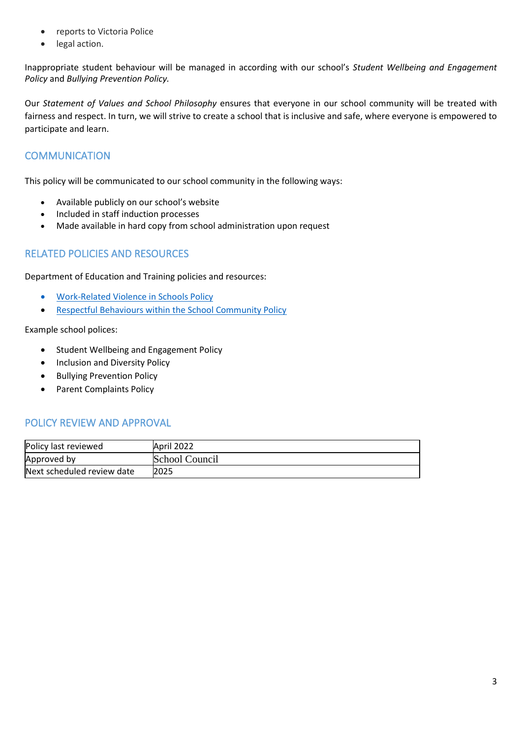- reports to Victoria Police
- legal action.

Inappropriate student behaviour will be managed in according with our school's *Student Wellbeing and Engagement Policy* and *Bullying Prevention Policy.*

Our *Statement of Values and School Philosophy* ensures that everyone in our school community will be treated with fairness and respect. In turn, we will strive to create a school that is inclusive and safe, where everyone is empowered to participate and learn.

## COMMUNICATION

This policy will be communicated to our school community in the following ways:

- Available publicly on our school's website
- Included in staff induction processes
- Made available in hard copy from school administration upon request

## RELATED POLICIES AND RESOURCES

Department of Education and Training policies and resources:

- Work-Related Violence in Schools Policy
- Respectful Behaviours within the School Community Policy

Example school polices:

- Student Wellbeing and Engagement Policy
- Inclusion and Diversity Policy
- Bullying Prevention Policy
- Parent Complaints Policy

## POLICY REVIEW AND APPROVAL

| | |
|---|---|
| Policy last reviewed | April 2022 |
| Approved by | School Council |
| Next scheduled review date | 2025 |